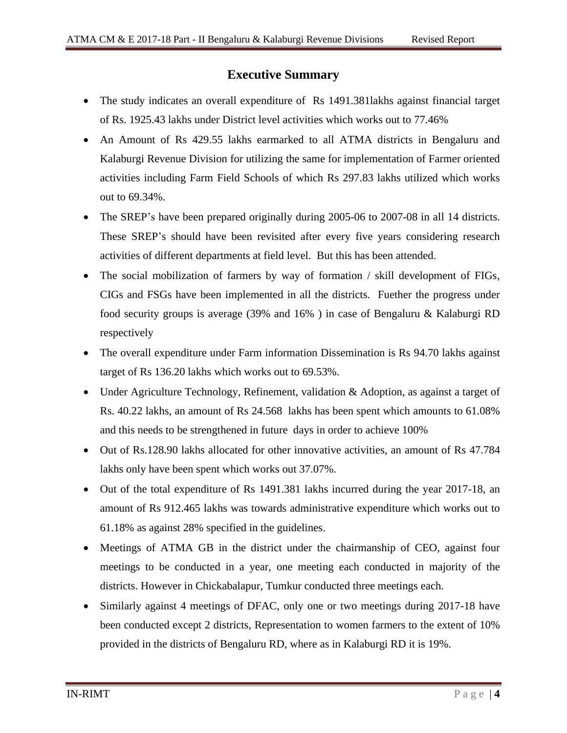# Executive Summary

- The study indicates an overall expenditure of Rs 1491.381lakhs against financial target of Rs. 1925.43 lakhs under District level activities which works out to 77.46%
- An Amount of Rs 429.55 lakhs earmarked to all ATMA districts in Bengaluru and Kalaburgi Revenue Division for utilizing the same for implementation of Farmer oriented activities including Farm Field Schools of which Rs 297.83 lakhs utilized which works out to 69.34%.
- The SREP's have been prepared originally during 2005-06 to 2007-08 in all 14 districts. These SREP's should have been revisited after every five years considering research activities of different departments at field level. But this has been attended.
- The social mobilization of farmers by way of formation / skill development of FIGs, CIGs and FSGs have been implemented in all the districts. Fuether the progress under food security groups is average (39% and 16% ) in case of Bengaluru & Kalaburgi RD respectively
- The overall expenditure under Farm information Dissemination is Rs 94.70 lakhs against target of Rs 136.20 lakhs which works out to 69.53%.
- Under Agriculture Technology, Refinement, validation & Adoption, as against a target of Rs. 40.22 lakhs, an amount of Rs 24.568 lakhs has been spent which amounts to 61.08% and this needs to be strengthened in future days in order to achieve 100%
- Out of Rs.128.90 lakhs allocated for other innovative activities, an amount of Rs 47.784 lakhs only have been spent which works out 37.07%.
- Out of the total expenditure of Rs 1491.381 lakhs incurred during the year 2017-18, an amount of Rs 912.465 lakhs was towards administrative expenditure which works out to 61.18% as against 28% specified in the guidelines.
- Meetings of ATMA GB in the district under the chairmanship of CEO, against four meetings to be conducted in a year, one meeting each conducted in majority of the districts. However in Chickabalapur, Tumkur conducted three meetings each.
- Similarly against 4 meetings of DFAC, only one or two meetings during 2017-18 have been conducted except 2 districts, Representation to women farmers to the extent of 10% provided in the districts of Bengaluru RD, where as in Kalaburgi RD it is 19%.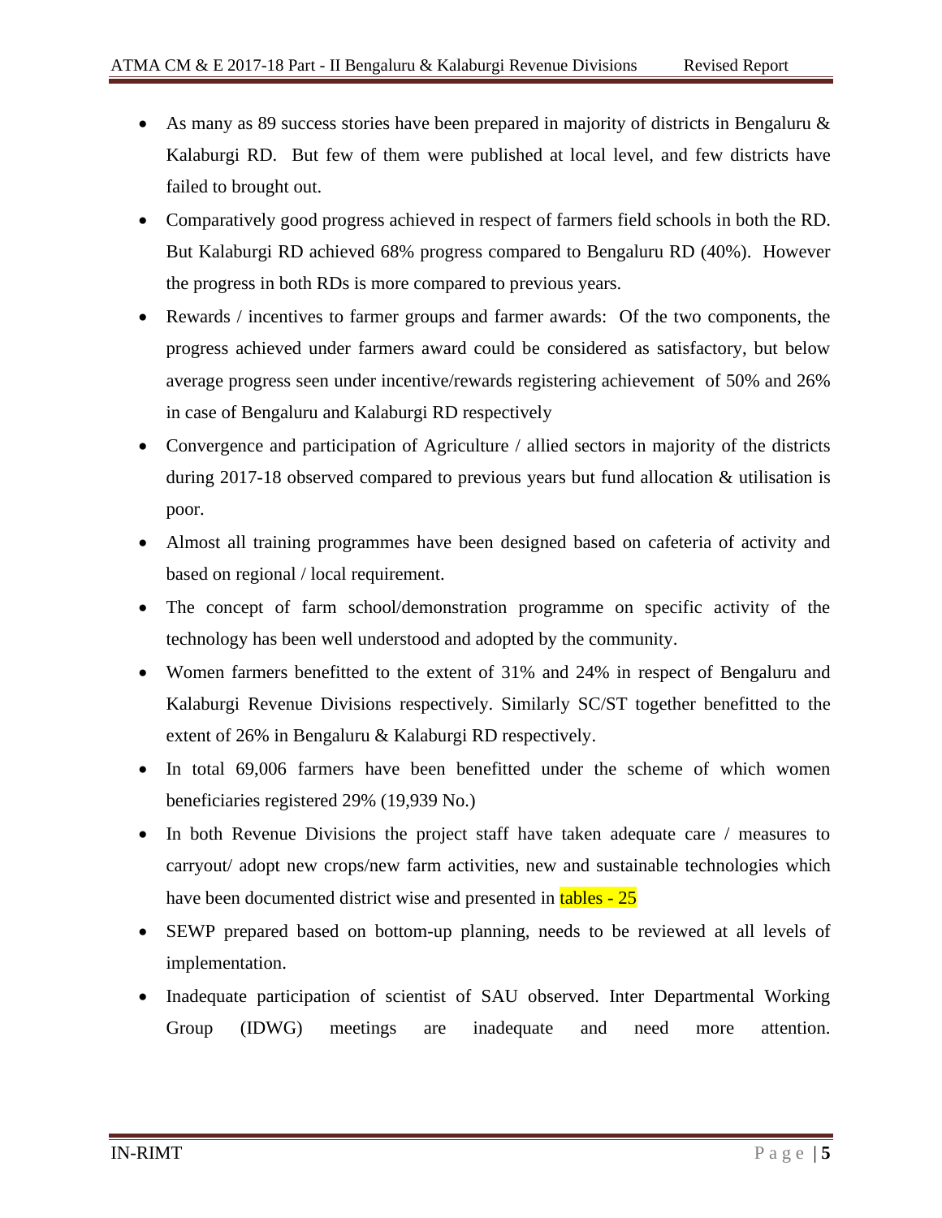- As many as 89 success stories have been prepared in majority of districts in Bengaluru & Kalaburgi RD. But few of them were published at local level, and few districts have failed to brought out.
- Comparatively good progress achieved in respect of farmers field schools in both the RD. But Kalaburgi RD achieved 68% progress compared to Bengaluru RD (40%). However the progress in both RDs is more compared to previous years.
- Rewards / incentives to farmer groups and farmer awards: Of the two components, the progress achieved under farmers award could be considered as satisfactory, but below average progress seen under incentive/rewards registering achievement of 50% and 26% in case of Bengaluru and Kalaburgi RD respectively
- Convergence and participation of Agriculture / allied sectors in majority of the districts during 2017-18 observed compared to previous years but fund allocation & utilisation is poor.
- Almost all training programmes have been designed based on cafeteria of activity and based on regional / local requirement.
- The concept of farm school/demonstration programme on specific activity of the technology has been well understood and adopted by the community.
- Women farmers benefitted to the extent of 31% and 24% in respect of Bengaluru and Kalaburgi Revenue Divisions respectively. Similarly SC/ST together benefitted to the extent of 26% in Bengaluru & Kalaburgi RD respectively.
- In total 69,006 farmers have been benefitted under the scheme of which women beneficiaries registered 29% (19,939 No.)
- In both Revenue Divisions the project staff have taken adequate care / measures to carryout/ adopt new crops/new farm activities, new and sustainable technologies which have been documented district wise and presented in tables - 25
- SEWP prepared based on bottom-up planning, needs to be reviewed at all levels of implementation.
- Inadequate participation of scientist of SAU observed. Inter Departmental Working Group (IDWG) meetings are inadequate and need more attention.